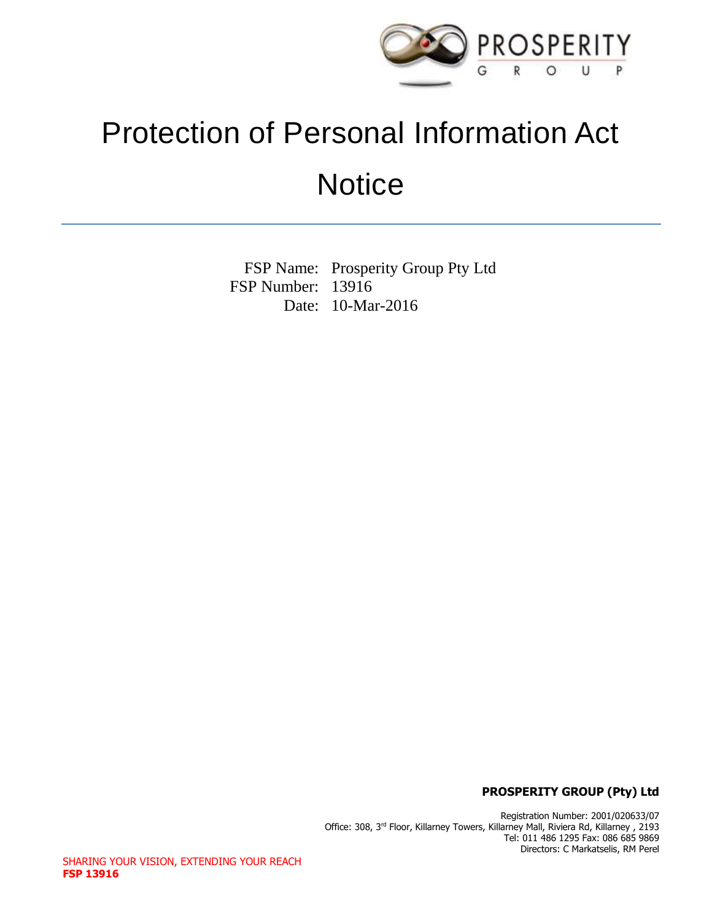# Protection of Personal Information Act Notice

FSP Name: Prosperity Group Pty Ltd
FSP Number: 13916
Date: 10-Mar-2016

**PROSPERITY GROUP (Pty) Ltd**

Registration Number: 2001/020633/07
Office: 308, 3rd Floor, Killarney Towers, Killarney Mall, Riviera Rd, Killarney , 2193
Tel: 011 486 1295 Fax: 086 685 9869
Directors: C Markatselis, RM Perel

SHARING YOUR VISION, EXTENDING YOUR REACH
**FSP 13916**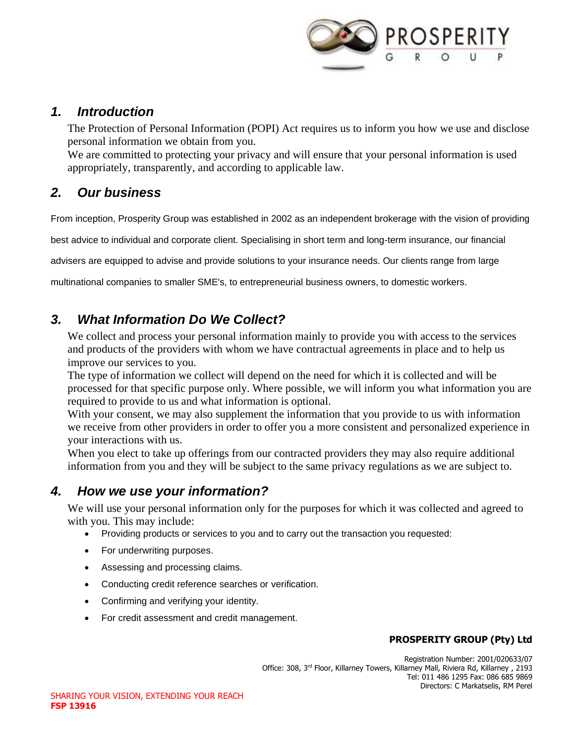## 1. Introduction

The Protection of Personal Information (POPI) Act requires us to inform you how we use and disclose personal information we obtain from you.
We are committed to protecting your privacy and will ensure that your personal information is used appropriately, transparently, and according to applicable law.

## 2. Our business

From inception, Prosperity Group was established in 2002 as an independent brokerage with the vision of providing best advice to individual and corporate client. Specialising in short term and long-term insurance, our financial advisers are equipped to advise and provide solutions to your insurance needs. Our clients range from large multinational companies to smaller SME's, to entrepreneurial business owners, to domestic workers.

## 3. What Information Do We Collect?

We collect and process your personal information mainly to provide you with access to the services and products of the providers with whom we have contractual agreements in place and to help us improve our services to you.
The type of information we collect will depend on the need for which it is collected and will be processed for that specific purpose only. Where possible, we will inform you what information you are required to provide to us and what information is optional.
With your consent, we may also supplement the information that you provide to us with information we receive from other providers in order to offer you a more consistent and personalized experience in your interactions with us.
When you elect to take up offerings from our contracted providers they may also require additional information from you and they will be subject to the same privacy regulations as we are subject to.

## 4. How we use your information?

We will use your personal information only for the purposes for which it was collected and agreed to with you. This may include:

- Providing products or services to you and to carry out the transaction you requested:
- For underwriting purposes.
- Assessing and processing claims.
- Conducting credit reference searches or verification.
- Confirming and verifying your identity.
- For credit assessment and credit management.

**PROSPERITY GROUP (Pty) Ltd**

Registration Number: 2001/020633/07
Office: 308, 3rd Floor, Killarney Towers, Killarney Mall, Riviera Rd, Killarney , 2193
Tel: 011 486 1295 Fax: 086 685 9869
Directors: C Markatselis, RM Perel

SHARING YOUR VISION, EXTENDING YOUR REACH
**FSP 13916**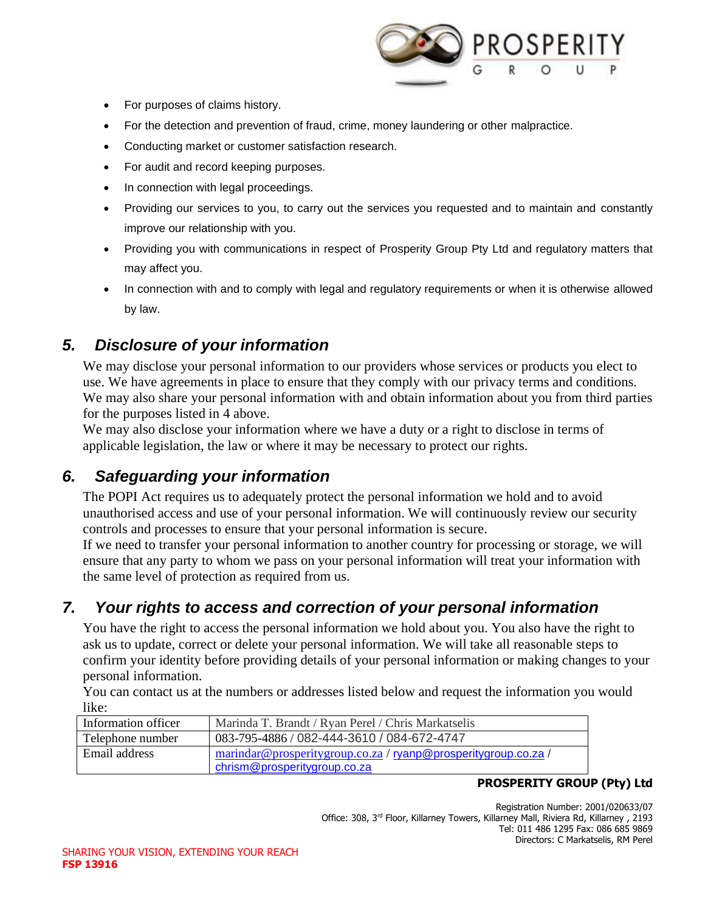- For purposes of claims history.
- For the detection and prevention of fraud, crime, money laundering or other malpractice.
- Conducting market or customer satisfaction research.
- For audit and record keeping purposes.
- In connection with legal proceedings.
- Providing our services to you, to carry out the services you requested and to maintain and constantly improve our relationship with you.
- Providing you with communications in respect of Prosperity Group Pty Ltd and regulatory matters that may affect you.
- In connection with and to comply with legal and regulatory requirements or when it is otherwise allowed by law.

## *5. Disclosure of your information*

We may disclose your personal information to our providers whose services or products you elect to use. We have agreements in place to ensure that they comply with our privacy terms and conditions. We may also share your personal information with and obtain information about you from third parties for the purposes listed in 4 above.
We may also disclose your information where we have a duty or a right to disclose in terms of applicable legislation, the law or where it may be necessary to protect our rights.

## *6. Safeguarding your information*

The POPI Act requires us to adequately protect the personal information we hold and to avoid unauthorised access and use of your personal information. We will continuously review our security controls and processes to ensure that your personal information is secure.
If we need to transfer your personal information to another country for processing or storage, we will ensure that any party to whom we pass on your personal information will treat your information with the same level of protection as required from us.

## *7. Your rights to access and correction of your personal information*

You have the right to access the personal information we hold about you. You also have the right to ask us to update, correct or delete your personal information. We will take all reasonable steps to confirm your identity before providing details of your personal information or making changes to your personal information.
You can contact us at the numbers or addresses listed below and request the information you would like:

| Information officer | Marinda T. Brandt / Ryan Perel / Chris Markatselis |
|---|---|
| Telephone number | 083-795-4886 / 082-444-3610 / 084-672-4747 |
| Email address | marindar@prosperitygroup.co.za / ryanp@prosperitygroup.co.za / chrism@prosperitygroup.co.za |

**PROSPERITY GROUP (Pty) Ltd**

Registration Number: 2001/020633/07
Office: 308, 3rd Floor, Killarney Towers, Killarney Mall, Riviera Rd, Killarney , 2193
Tel: 011 486 1295 Fax: 086 685 9869
Directors: C Markatselis, RM Perel

SHARING YOUR VISION, EXTENDING YOUR REACH
**FSP 13916**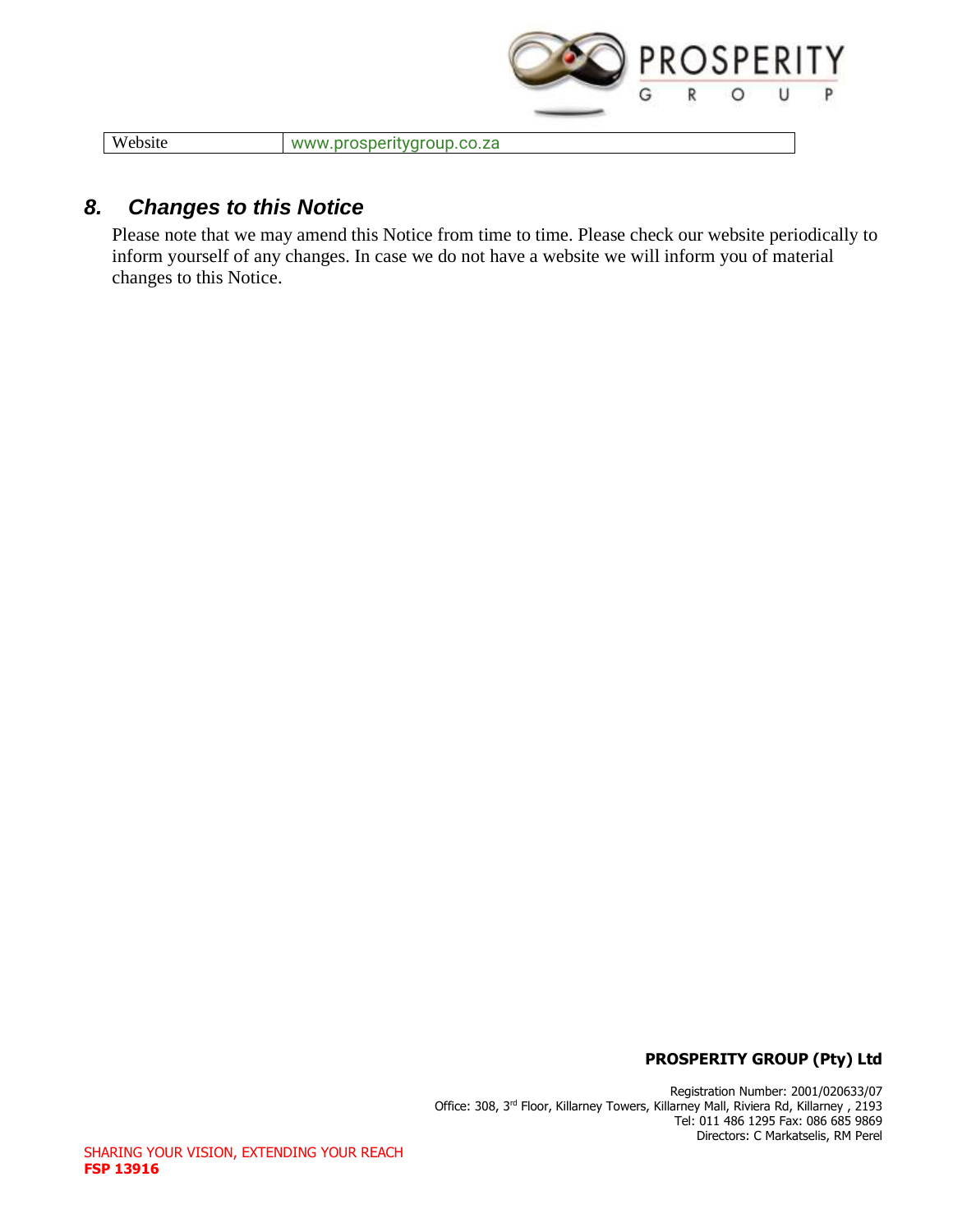| | |
|---|---|
| Website | www.prosperitygroup.co.za |

## *8. Changes to this Notice*

Please note that we may amend this Notice from time to time. Please check our website periodically to inform yourself of any changes. In case we do not have a website we will inform you of material changes to this Notice.